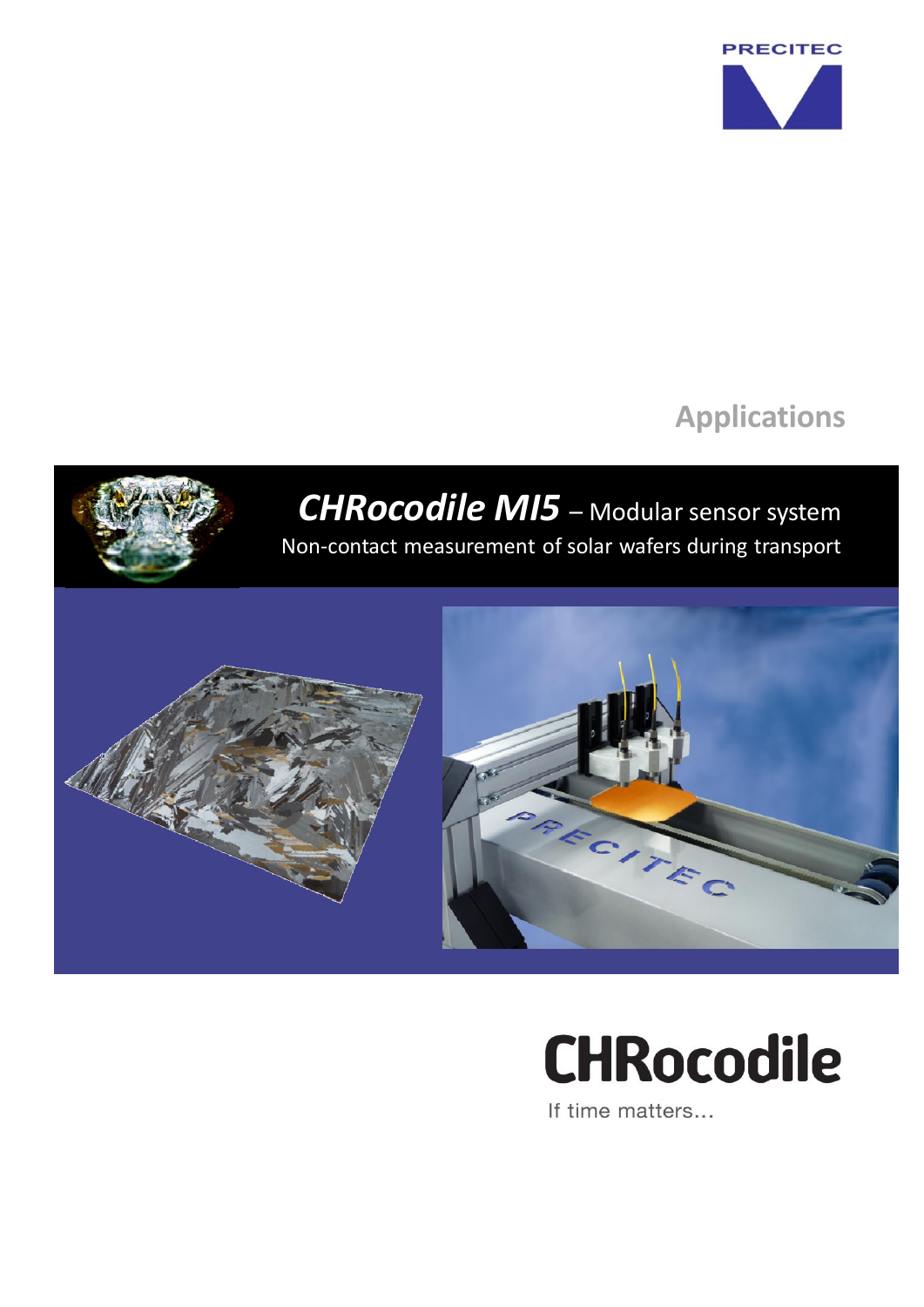PRECITEC

Applications

# *CHRocodile MI5* – Modular sensor system

Non-contact measurement of solar wafers during transport

**CHRocodile**

If time matters…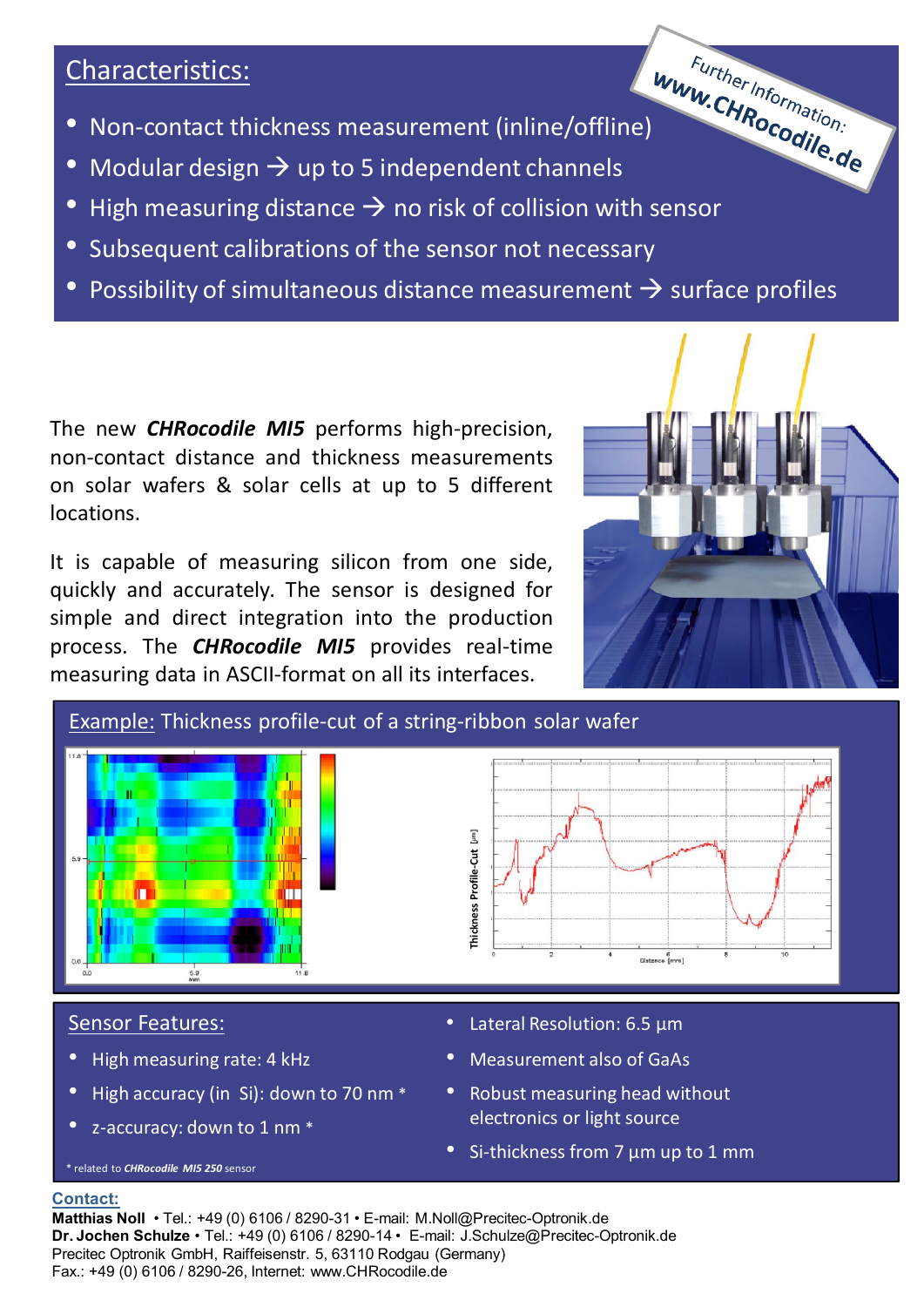## Characteristics:

Further Information: www.CHRocodile.de

- Non-contact thickness measurement (inline/offline)
- Modular design → up to 5 independent channels
- High measuring distance → no risk of collision with sensor
- Subsequent calibrations of the sensor not necessary
- Possibility of simultaneous distance measurement → surface profiles

The new ***CHRocodile MI5*** performs high-precision, non-contact distance and thickness measurements on solar wafers & solar cells at up to 5 different locations.

It is capable of measuring silicon from one side, quickly and accurately. The sensor is designed for simple and direct integration into the production process. The ***CHRocodile MI5*** provides real-time measuring data in ASCII-format on all its interfaces.

## Example: Thickness profile-cut of a string-ribbon solar wafer

11.8
5.9
0.0
0.0
5.9
mm
11.8

Thickness Profile-Cut [µm]
0
2
4
6
8
10
Distance [mm]

## Sensor Features:

- High measuring rate: 4 kHz
- High accuracy (in Si): down to 70 nm *
- z-accuracy: down to 1 nm *
- Lateral Resolution: 6.5 µm
- Measurement also of GaAs
- Robust measuring head without electronics or light source
- Si-thickness from 7 µm up to 1 mm

\* related to ***CHRocodile MI5 250*** sensor

**Contact:**

**Matthias Noll** • Tel.: +49 (0) 6106 / 8290-31 • E-mail: M.Noll@Precitec-Optronik.de
**Dr. Jochen Schulze** • Tel.: +49 (0) 6106 / 8290-14 • E-mail: J.Schulze@Precitec-Optronik.de
Precitec Optronik GmbH, Raiffeisenstr. 5, 63110 Rodgau (Germany)
Fax.: +49 (0) 6106 / 8290-26, Internet: www.CHRocodile.de